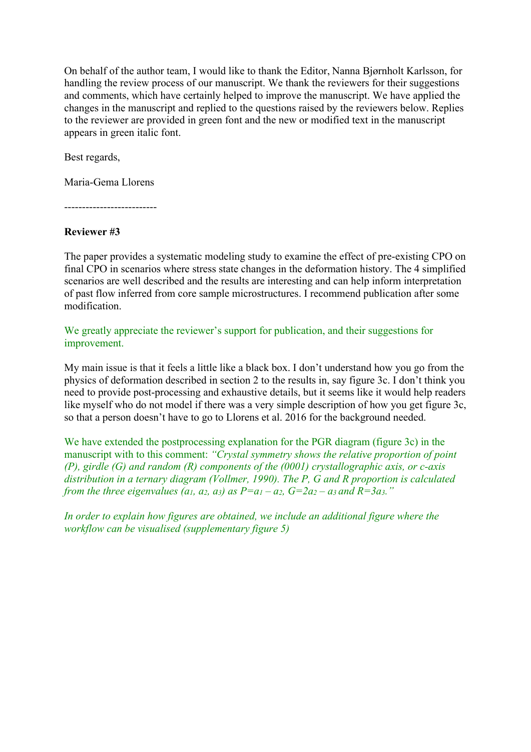On behalf of the author team, I would like to thank the Editor, Nanna Bjørnholt Karlsson, for handling the review process of our manuscript. We thank the reviewers for their suggestions and comments, which have certainly helped to improve the manuscript. We have applied the changes in the manuscript and replied to the questions raised by the reviewers below. Replies to the reviewer are provided in green font and the new or modified text in the manuscript appears in green italic font.

Best regards,

Maria-Gema Llorens

--------------------------

**Reviewer #3**

The paper provides a systematic modeling study to examine the effect of pre-existing CPO on final CPO in scenarios where stress state changes in the deformation history. The 4 simplified scenarios are well described and the results are interesting and can help inform interpretation of past flow inferred from core sample microstructures. I recommend publication after some modification.

We greatly appreciate the reviewer's support for publication, and their suggestions for improvement.

My main issue is that it feels a little like a black box. I don't understand how you go from the physics of deformation described in section 2 to the results in, say figure 3c. I don't think you need to provide post-processing and exhaustive details, but it seems like it would help readers like myself who do not model if there was a very simple description of how you get figure 3c, so that a person doesn't have to go to Llorens et al. 2016 for the background needed.

We have extended the postprocessing explanation for the PGR diagram (figure 3c) in the manuscript with to this comment: *"Crystal symmetry shows the relative proportion of point (P), girdle (G) and random (R) components of the (0001) crystallographic axis, or c-axis distribution in a ternary diagram (Vollmer, 1990). The P, G and R proportion is calculated from the three eigenvalues ($a_1$, $a_2$, $a_3$) as $P=a_1 - a_2$, $G=2a_2 - a_3$ and $R=3a_3$."*

*In order to explain how figures are obtained, we include an additional figure where the workflow can be visualised (supplementary figure 5)*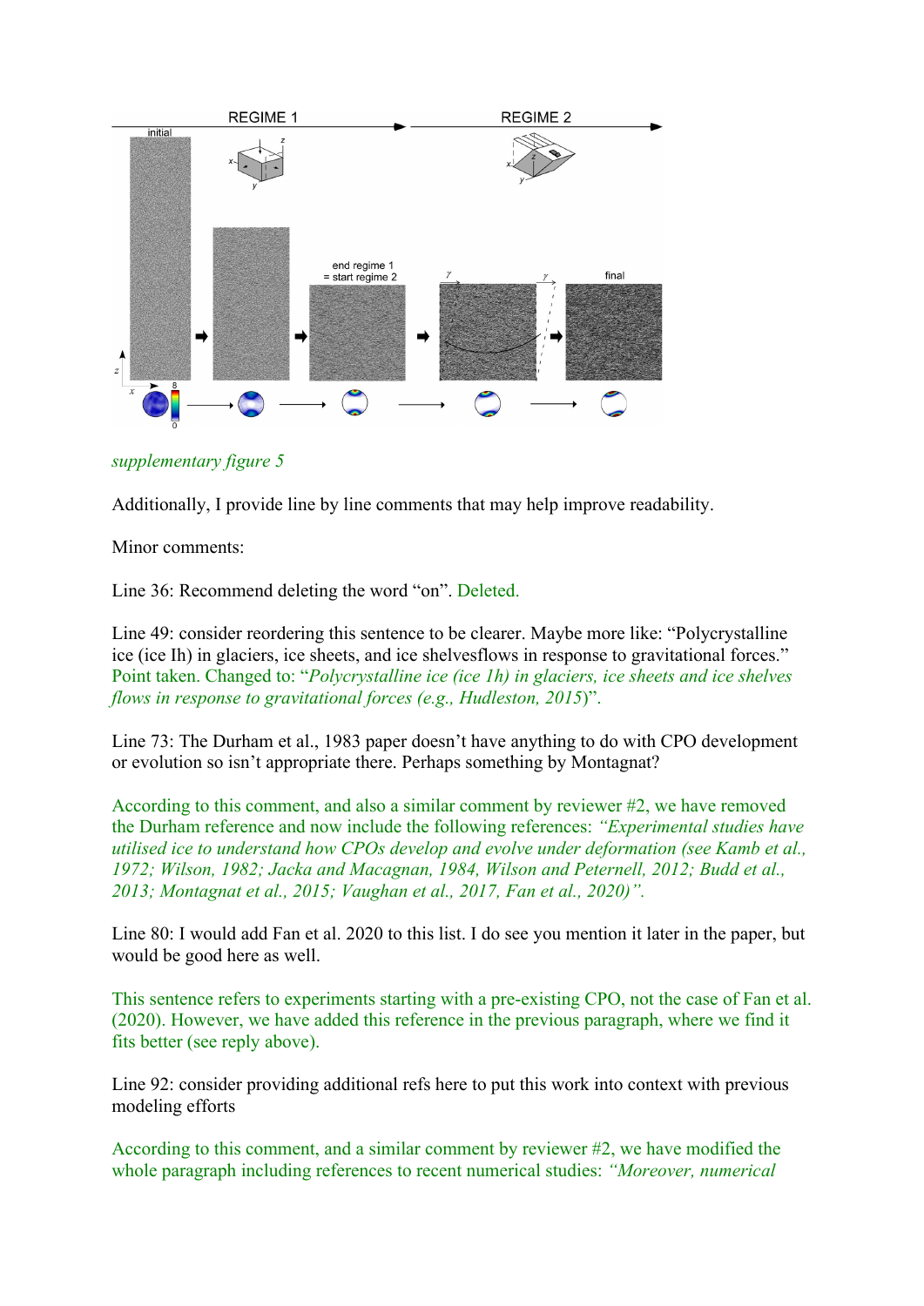*supplementary figure 5*

Additionally, I provide line by line comments that may help improve readability.

Minor comments:

Line 36: Recommend deleting the word "on". Deleted.

Line 49: consider reordering this sentence to be clearer. Maybe more like: "Polycrystalline ice (ice Ih) in glaciers, ice sheets, and ice shelvesflows in response to gravitational forces." Point taken. Changed to: "*Polycrystalline ice (ice 1h) in glaciers, ice sheets and ice shelves flows in response to gravitational forces (e.g., Hudleston, 2015)*".

Line 73: The Durham et al., 1983 paper doesn't have anything to do with CPO development or evolution so isn't appropriate there. Perhaps something by Montagnat?

According to this comment, and also a similar comment by reviewer #2, we have removed the Durham reference and now include the following references: *"Experimental studies have utilised ice to understand how CPOs develop and evolve under deformation (see Kamb et al., 1972; Wilson, 1982; Jacka and Macagnan, 1984, Wilson and Peternell, 2012; Budd et al., 2013; Montagnat et al., 2015; Vaughan et al., 2017, Fan et al., 2020)".*

Line 80: I would add Fan et al. 2020 to this list. I do see you mention it later in the paper, but would be good here as well.

This sentence refers to experiments starting with a pre-existing CPO, not the case of Fan et al. (2020). However, we have added this reference in the previous paragraph, where we find it fits better (see reply above).

Line 92: consider providing additional refs here to put this work into context with previous modeling efforts

According to this comment, and a similar comment by reviewer #2, we have modified the whole paragraph including references to recent numerical studies: *"Moreover, numerical*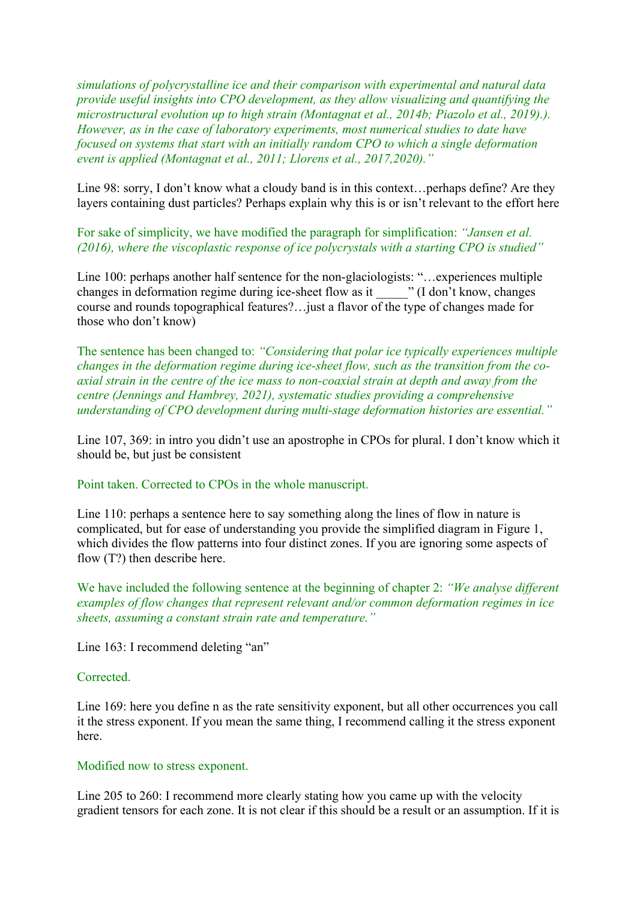*simulations of polycrystalline ice and their comparison with experimental and natural data provide useful insights into CPO development, as they allow visualizing and quantifying the microstructural evolution up to high strain (Montagnat et al., 2014b; Piazolo et al., 2019).). However, as in the case of laboratory experiments, most numerical studies to date have focused on systems that start with an initially random CPO to which a single deformation event is applied (Montagnat et al., 2011; Llorens et al., 2017,2020)."*

Line 98: sorry, I don't know what a cloudy band is in this context…perhaps define? Are they layers containing dust particles? Perhaps explain why this is or isn't relevant to the effort here

For sake of simplicity, we have modified the paragraph for simplification: *"Jansen et al. (2016), where the viscoplastic response of ice polycrystals with a starting CPO is studied"*

Line 100: perhaps another half sentence for the non-glaciologists: "…experiences multiple changes in deformation regime during ice-sheet flow as it _____" (I don't know, changes course and rounds topographical features?…just a flavor of the type of changes made for those who don't know)

The sentence has been changed to: *"Considering that polar ice typically experiences multiple changes in the deformation regime during ice-sheet flow, such as the transition from the co-axial strain in the centre of the ice mass to non-coaxial strain at depth and away from the centre (Jennings and Hambrey, 2021), systematic studies providing a comprehensive understanding of CPO development during multi-stage deformation histories are essential."*

Line 107, 369: in intro you didn't use an apostrophe in CPOs for plural. I don't know which it should be, but just be consistent

Point taken. Corrected to CPOs in the whole manuscript.

Line 110: perhaps a sentence here to say something along the lines of flow in nature is complicated, but for ease of understanding you provide the simplified diagram in Figure 1, which divides the flow patterns into four distinct zones. If you are ignoring some aspects of flow (T?) then describe here.

We have included the following sentence at the beginning of chapter 2: *"We analyse different examples of flow changes that represent relevant and/or common deformation regimes in ice sheets, assuming a constant strain rate and temperature."*

Line 163: I recommend deleting "an"

Corrected.

Line 169: here you define n as the rate sensitivity exponent, but all other occurrences you call it the stress exponent. If you mean the same thing, I recommend calling it the stress exponent here.

Modified now to stress exponent.

Line 205 to 260: I recommend more clearly stating how you came up with the velocity gradient tensors for each zone. It is not clear if this should be a result or an assumption. If it is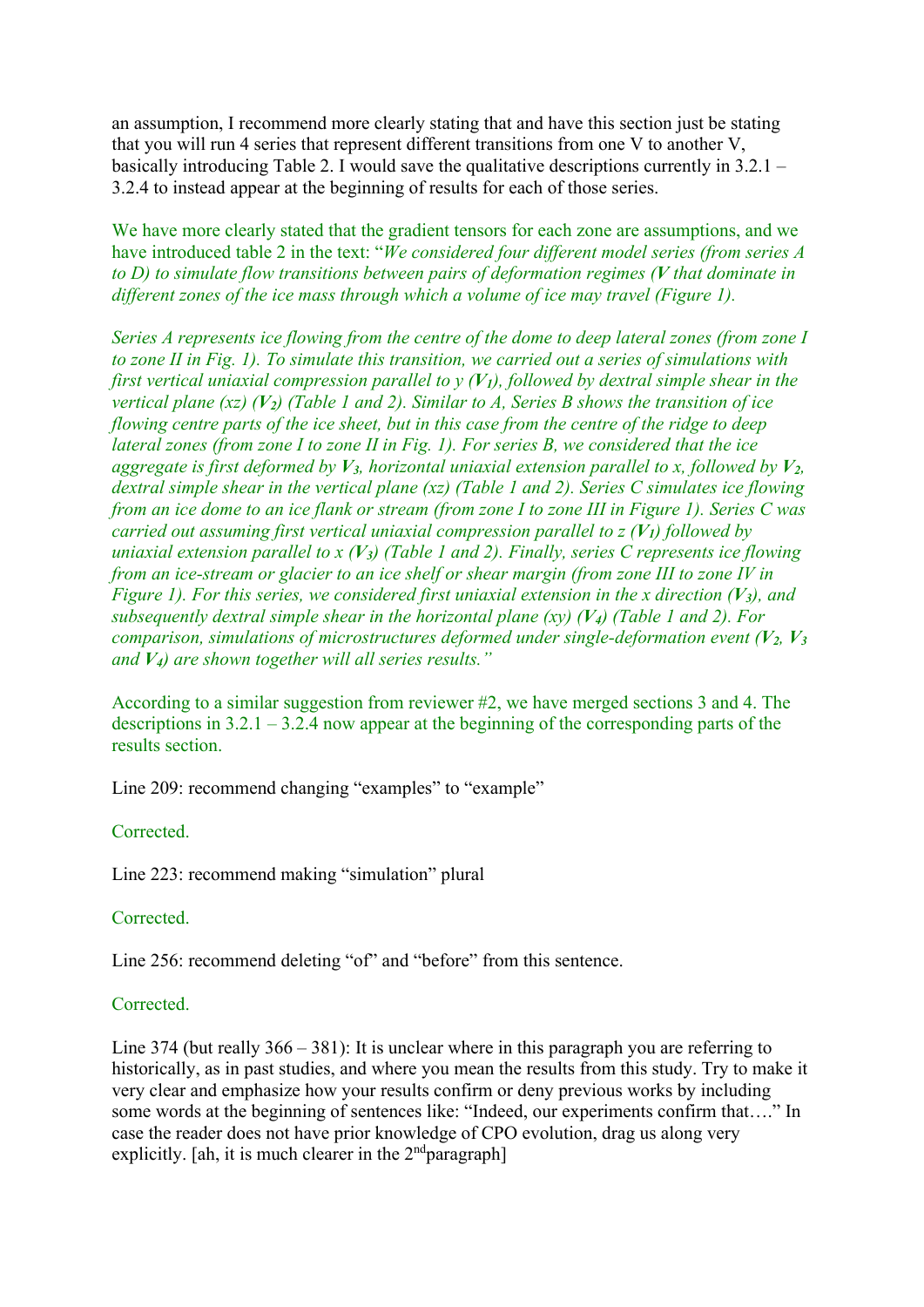an assumption, I recommend more clearly stating that and have this section just be stating that you will run 4 series that represent different transitions from one V to another V, basically introducing Table 2. I would save the qualitative descriptions currently in 3.2.1 – 3.2.4 to instead appear at the beginning of results for each of those series.

We have more clearly stated that the gradient tensors for each zone are assumptions, and we have introduced table 2 in the text: "*We considered four different model series (from series A to D) to simulate flow transitions between pairs of deformation regimes (**V** that dominate in different zones of the ice mass through which a volume of ice may travel (Figure 1).*

*Series A represents ice flowing from the centre of the dome to deep lateral zones (from zone I to zone II in Fig. 1). To simulate this transition, we carried out a series of simulations with first vertical uniaxial compression parallel to y ($V_1$), followed by dextral simple shear in the vertical plane (xz) ($V_2$) (Table 1 and 2). Similar to A, Series B shows the transition of ice flowing centre parts of the ice sheet, but in this case from the centre of the ridge to deep lateral zones (from zone I to zone II in Fig. 1). For series B, we considered that the ice aggregate is first deformed by $V_3$, horizontal uniaxial extension parallel to x, followed by $V_2$, dextral simple shear in the vertical plane (xz) (Table 1 and 2). Series C simulates ice flowing from an ice dome to an ice flank or stream (from zone I to zone III in Figure 1). Series C was carried out assuming first vertical uniaxial compression parallel to z ($V_1$) followed by uniaxial extension parallel to x ($V_3$) (Table 1 and 2). Finally, series C represents ice flowing from an ice-stream or glacier to an ice shelf or shear margin (from zone III to zone IV in Figure 1). For this series, we considered first uniaxial extension in the x direction ($V_3$), and subsequently dextral simple shear in the horizontal plane (xy) ($V_4$) (Table 1 and 2). For comparison, simulations of microstructures deformed under single-deformation event ($V_2$, $V_3$ and $V_4$) are shown together will all series results."*

According to a similar suggestion from reviewer #2, we have merged sections 3 and 4. The descriptions in 3.2.1 – 3.2.4 now appear at the beginning of the corresponding parts of the results section.

Line 209: recommend changing "examples" to "example"

Corrected.

Line 223: recommend making "simulation" plural

Corrected.

Line 256: recommend deleting "of" and "before" from this sentence.

Corrected.

Line 374 (but really 366 – 381): It is unclear where in this paragraph you are referring to historically, as in past studies, and where you mean the results from this study. Try to make it very clear and emphasize how your results confirm or deny previous works by including some words at the beginning of sentences like: "Indeed, our experiments confirm that…." In case the reader does not have prior knowledge of CPO evolution, drag us along very explicitly. [ah, it is much clearer in the 2nd paragraph]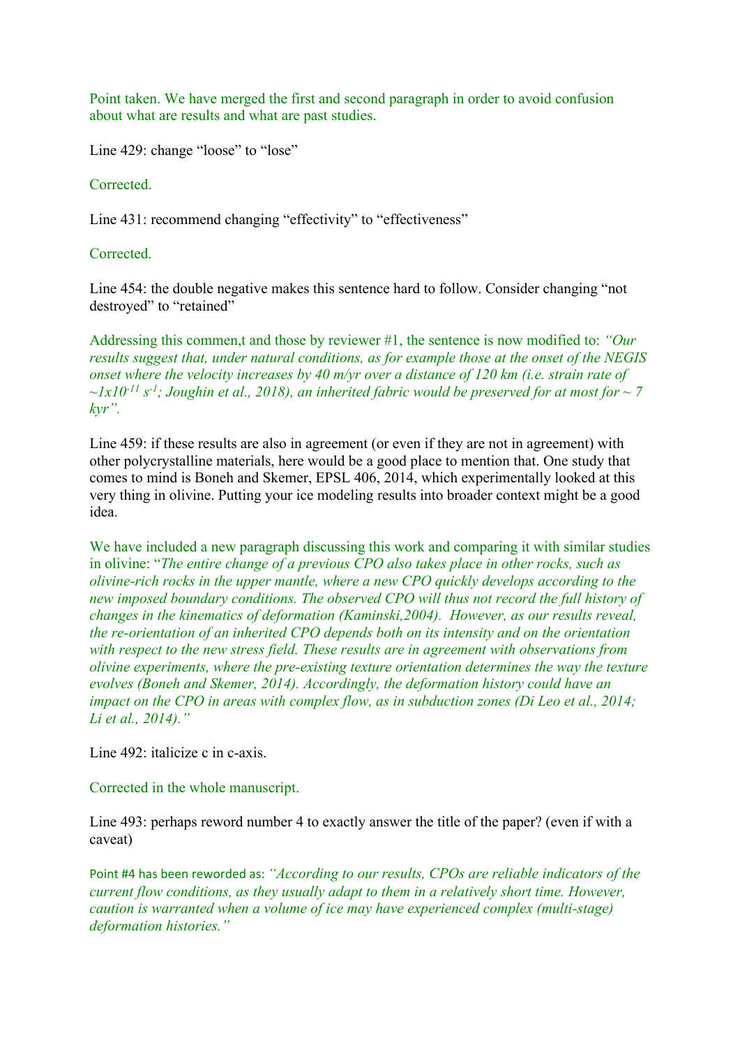Point taken. We have merged the first and second paragraph in order to avoid confusion about what are results and what are past studies.

Line 429: change "loose" to "lose"

Corrected.

Line 431: recommend changing "effectivity" to "effectiveness"

Corrected.

Line 454: the double negative makes this sentence hard to follow. Consider changing "not destroyed" to "retained"

Addressing this commen,t and those by reviewer #1, the sentence is now modified to: *"Our results suggest that, under natural conditions, as for example those at the onset of the NEGIS onset where the velocity increases by 40 m/yr over a distance of 120 km (i.e. strain rate of ~$1x10^{-11}$ $s^{-1}$; Joughin et al., 2018), an inherited fabric would be preserved for at most for ~ 7 kyr".*

Line 459: if these results are also in agreement (or even if they are not in agreement) with other polycrystalline materials, here would be a good place to mention that. One study that comes to mind is Boneh and Skemer, EPSL 406, 2014, which experimentally looked at this very thing in olivine. Putting your ice modeling results into broader context might be a good idea.

We have included a new paragraph discussing this work and comparing it with similar studies in olivine: "*The entire change of a previous CPO also takes place in other rocks, such as olivine-rich rocks in the upper mantle, where a new CPO quickly develops according to the new imposed boundary conditions. The observed CPO will thus not record the full history of changes in the kinematics of deformation (Kaminski,2004). However, as our results reveal, the re-orientation of an inherited CPO depends both on its intensity and on the orientation with respect to the new stress field. These results are in agreement with observations from olivine experiments, where the pre-existing texture orientation determines the way the texture evolves (Boneh and Skemer, 2014). Accordingly, the deformation history could have an impact on the CPO in areas with complex flow, as in subduction zones (Di Leo et al., 2014; Li et al., 2014)."*

Line 492: italicize c in c-axis.

Corrected in the whole manuscript.

Line 493: perhaps reword number 4 to exactly answer the title of the paper? (even if with a caveat)

Point #4 has been reworded as: *"According to our results, CPOs are reliable indicators of the current flow conditions, as they usually adapt to them in a relatively short time. However, caution is warranted when a volume of ice may have experienced complex (multi-stage) deformation histories."*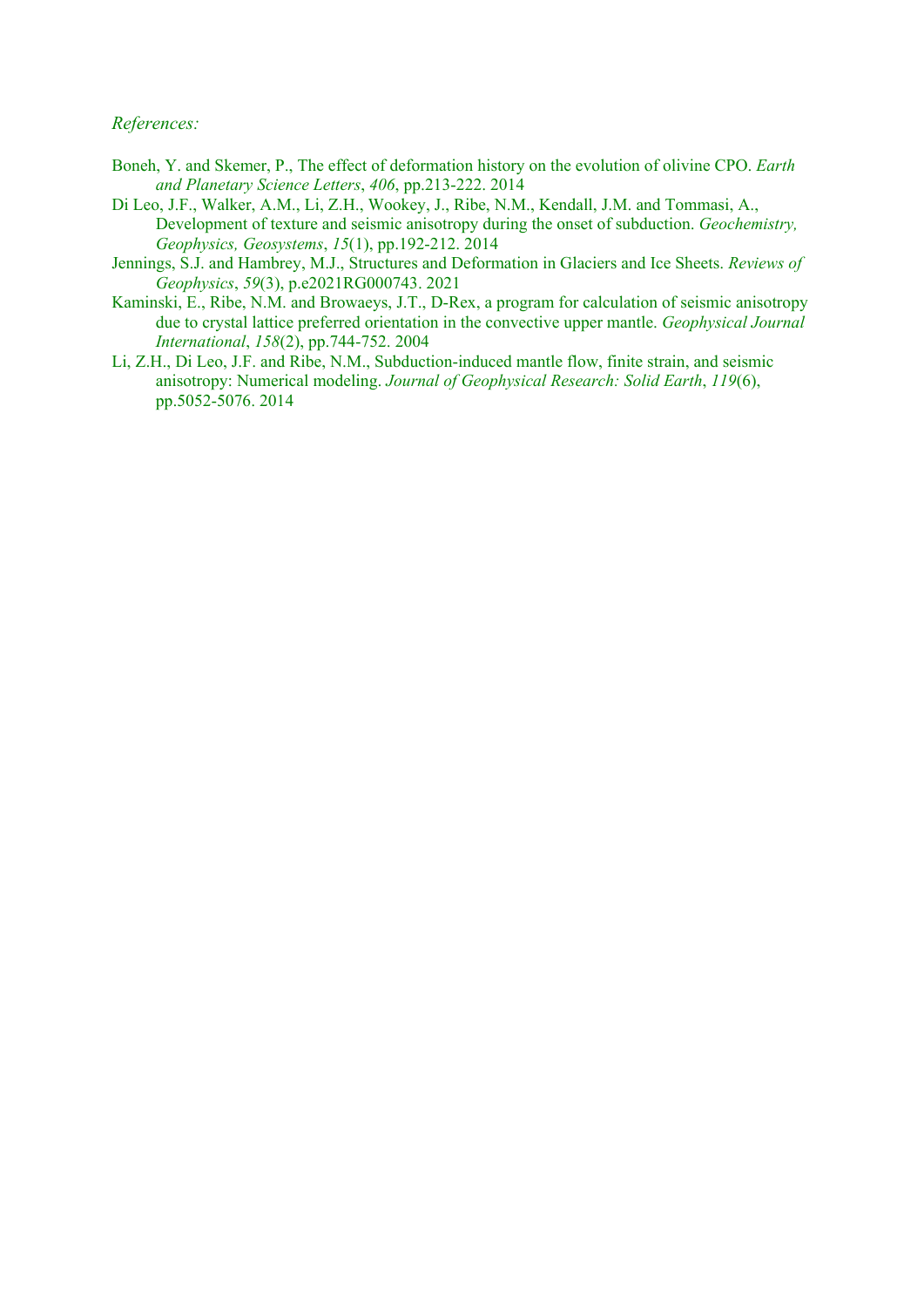*References:*

Boneh, Y. and Skemer, P., The effect of deformation history on the evolution of olivine CPO. *Earth and Planetary Science Letters*, *406*, pp.213-222. 2014

Di Leo, J.F., Walker, A.M., Li, Z.H., Wookey, J., Ribe, N.M., Kendall, J.M. and Tommasi, A., Development of texture and seismic anisotropy during the onset of subduction. *Geochemistry, Geophysics, Geosystems*, *15*(1), pp.192-212. 2014

Jennings, S.J. and Hambrey, M.J., Structures and Deformation in Glaciers and Ice Sheets. *Reviews of Geophysics*, *59*(3), p.e2021RG000743. 2021

Kaminski, E., Ribe, N.M. and Browaeys, J.T., D-Rex, a program for calculation of seismic anisotropy due to crystal lattice preferred orientation in the convective upper mantle. *Geophysical Journal International*, *158*(2), pp.744-752. 2004

Li, Z.H., Di Leo, J.F. and Ribe, N.M., Subduction-induced mantle flow, finite strain, and seismic anisotropy: Numerical modeling. *Journal of Geophysical Research: Solid Earth*, *119*(6), pp.5052-5076. 2014